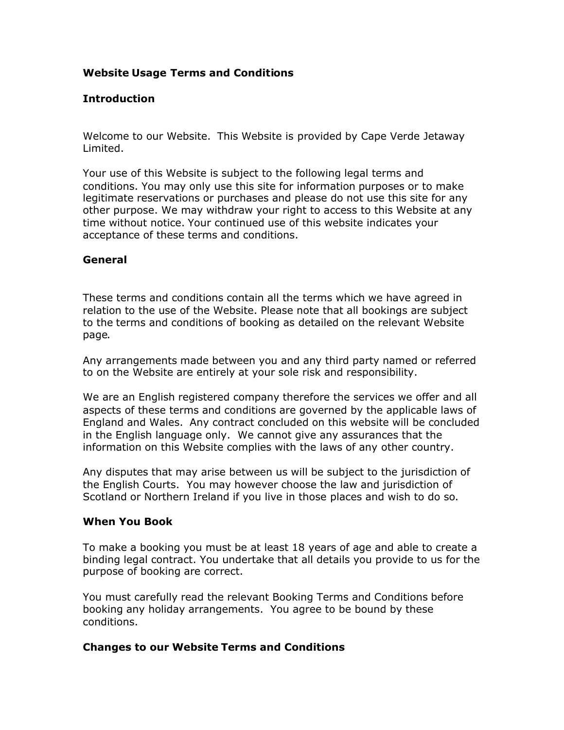# Website Usage Terms and Conditions

## Introduction

Welcome to our Website. This Website is provided by Cape Verde Jetaway Limited.

Your use of this Website is subject to the following legal terms and conditions. You may only use this site for information purposes or to make legitimate reservations or purchases and please do not use this site for any other purpose. We may withdraw your right to access to this Website at any time without notice. Your continued use of this website indicates your acceptance of these terms and conditions.

## General

These terms and conditions contain all the terms which we have agreed in relation to the use of the Website. Please note that all bookings are subject to the terms and conditions of booking as detailed on the relevant Website page.

Any arrangements made between you and any third party named or referred to on the Website are entirely at your sole risk and responsibility.

We are an English registered company therefore the services we offer and all aspects of these terms and conditions are governed by the applicable laws of England and Wales. Any contract concluded on this website will be concluded in the English language only. We cannot give any assurances that the information on this Website complies with the laws of any other country.

Any disputes that may arise between us will be subject to the jurisdiction of the English Courts. You may however choose the law and jurisdiction of Scotland or Northern Ireland if you live in those places and wish to do so.

## When You Book

To make a booking you must be at least 18 years of age and able to create a binding legal contract. You undertake that all details you provide to us for the purpose of booking are correct.

You must carefully read the relevant Booking Terms and Conditions before booking any holiday arrangements. You agree to be bound by these conditions.

## Changes to our Website Terms and Conditions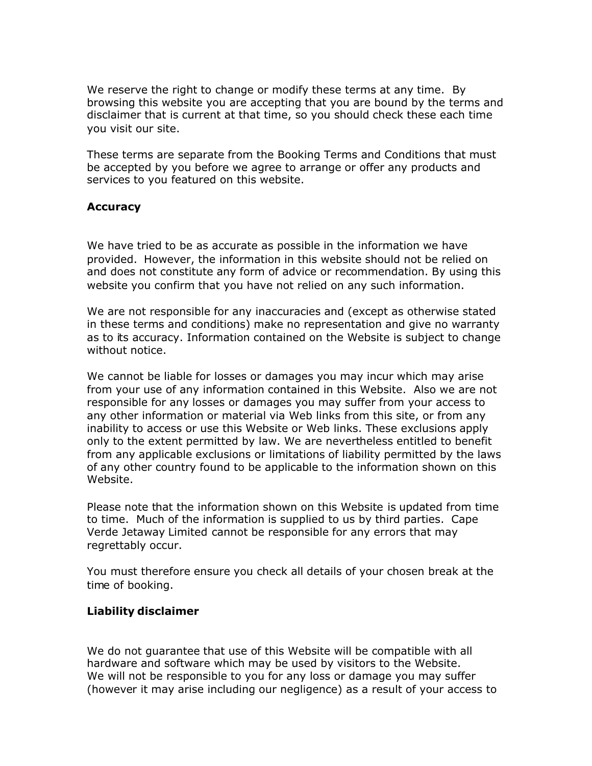We reserve the right to change or modify these terms at any time. By browsing this website you are accepting that you are bound by the terms and disclaimer that is current at that time, so you should check these each time you visit our site.

These terms are separate from the Booking Terms and Conditions that must be accepted by you before we agree to arrange or offer any products and services to you featured on this website.

**Accuracy**

We have tried to be as accurate as possible in the information we have provided. However, the information in this website should not be relied on and does not constitute any form of advice or recommendation. By using this website you confirm that you have not relied on any such information.

We are not responsible for any inaccuracies and (except as otherwise stated in these terms and conditions) make no representation and give no warranty as to its accuracy. Information contained on the Website is subject to change without notice.

We cannot be liable for losses or damages you may incur which may arise from your use of any information contained in this Website. Also we are not responsible for any losses or damages you may suffer from your access to any other information or material via Web links from this site, or from any inability to access or use this Website or Web links. These exclusions apply only to the extent permitted by law. We are nevertheless entitled to benefit from any applicable exclusions or limitations of liability permitted by the laws of any other country found to be applicable to the information shown on this Website.

Please note that the information shown on this Website is updated from time to time. Much of the information is supplied to us by third parties. Cape Verde Jetaway Limited cannot be responsible for any errors that may regrettably occur.

You must therefore ensure you check all details of your chosen break at the time of booking.

**Liability disclaimer**

We do not guarantee that use of this Website will be compatible with all hardware and software which may be used by visitors to the Website.
We will not be responsible to you for any loss or damage you may suffer (however it may arise including our negligence) as a result of your access to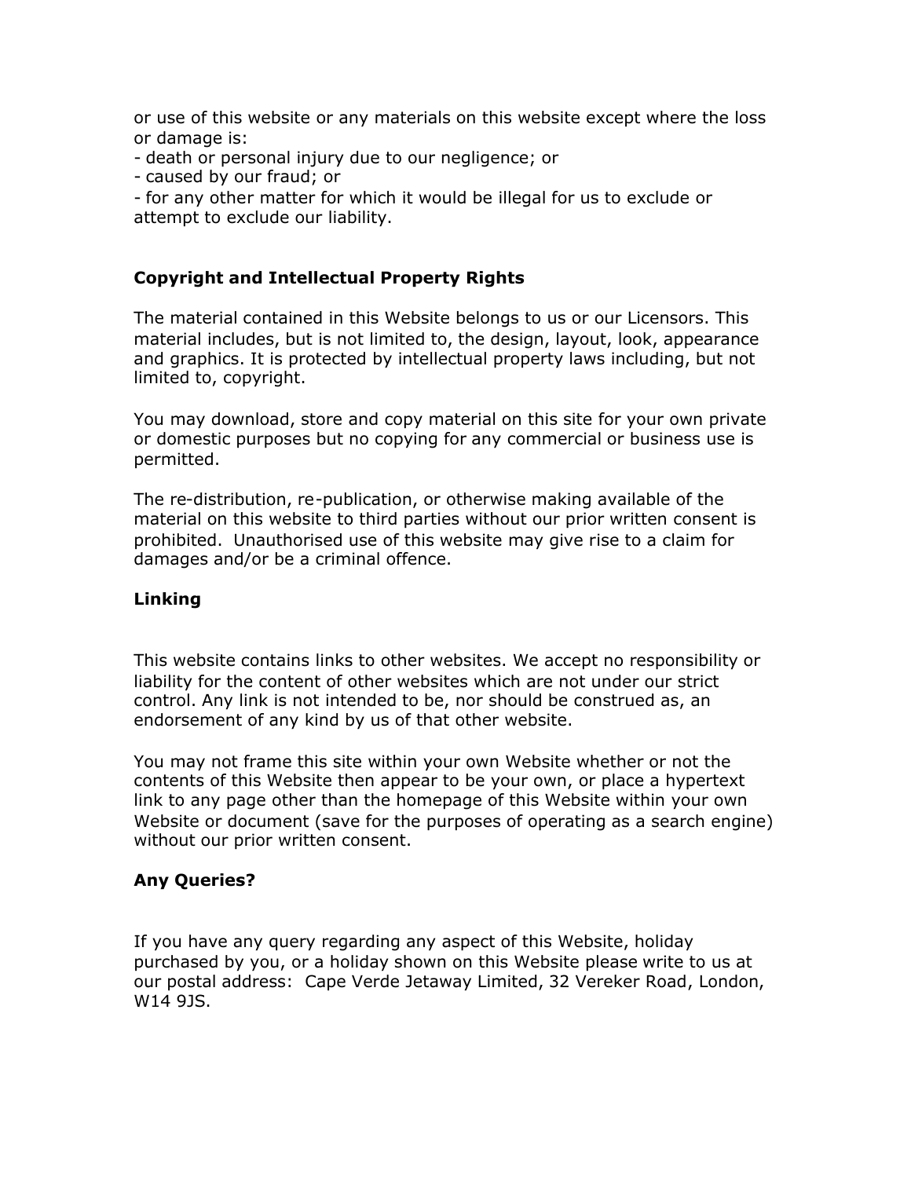or use of this website or any materials on this website except where the loss or damage is:

- death or personal injury due to our negligence; or
- caused by our fraud; or
- for any other matter for which it would be illegal for us to exclude or attempt to exclude our liability.

**Copyright and Intellectual Property Rights**

The material contained in this Website belongs to us or our Licensors. This material includes, but is not limited to, the design, layout, look, appearance and graphics. It is protected by intellectual property laws including, but not limited to, copyright.

You may download, store and copy material on this site for your own private or domestic purposes but no copying for any commercial or business use is permitted.

The re-distribution, re-publication, or otherwise making available of the material on this website to third parties without our prior written consent is prohibited. Unauthorised use of this website may give rise to a claim for damages and/or be a criminal offence.

**Linking**

This website contains links to other websites. We accept no responsibility or liability for the content of other websites which are not under our strict control. Any link is not intended to be, nor should be construed as, an endorsement of any kind by us of that other website.

You may not frame this site within your own Website whether or not the contents of this Website then appear to be your own, or place a hypertext link to any page other than the homepage of this Website within your own Website or document (save for the purposes of operating as a search engine) without our prior written consent.

**Any Queries?**

If you have any query regarding any aspect of this Website, holiday purchased by you, or a holiday shown on this Website please write to us at our postal address: Cape Verde Jetaway Limited, 32 Vereker Road, London, W14 9JS.